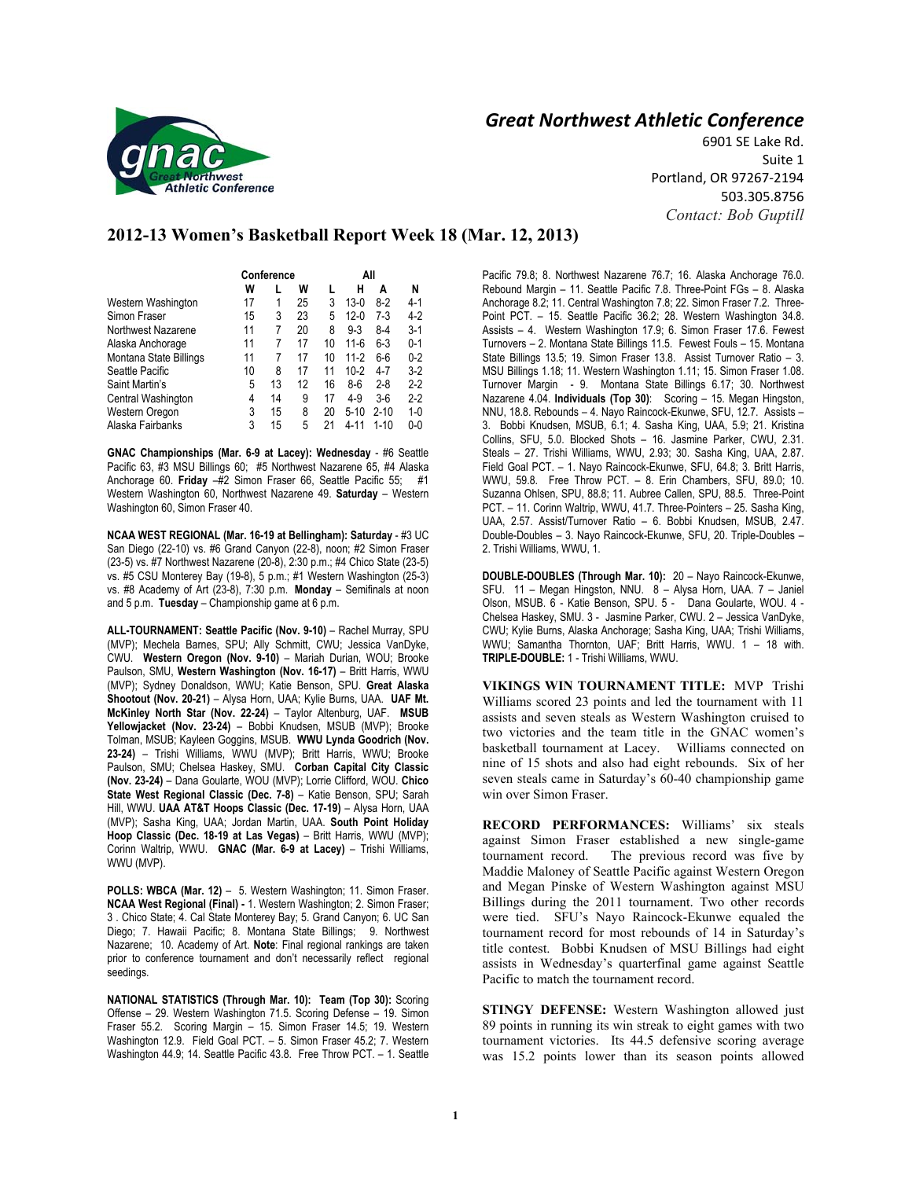## Great Northwest Athletic Conference

6901 SE Lake Rd.
Suite 1
Portland, OR 97267-2194
503.305.8756
*Contact: Bob Guptill*

# 2012-13 Women's Basketball Report Week 18 (Mar. 12, 2013)

| | Conference | | All | | | | |
|---|---|---|---|---|---|---|---|
| | W | L | W | L | H | A | N |
| Western Washington | 17 | 1 | 25 | 3 | 13-0 | 8-2 | 4-1 |
| Simon Fraser | 15 | 3 | 23 | 5 | 12-0 | 7-3 | 4-2 |
| Northwest Nazarene | 11 | 7 | 20 | 8 | 9-3 | 8-4 | 3-1 |
| Alaska Anchorage | 11 | 7 | 17 | 10 | 11-6 | 6-3 | 0-1 |
| Montana State Billings | 11 | 7 | 17 | 10 | 11-2 | 6-6 | 0-2 |
| Seattle Pacific | 10 | 8 | 17 | 11 | 10-2 | 4-7 | 3-2 |
| Saint Martin's | 5 | 13 | 12 | 16 | 8-6 | 2-8 | 2-2 |
| Central Washington | 4 | 14 | 9 | 17 | 4-9 | 3-6 | 2-2 |
| Western Oregon | 3 | 15 | 8 | 20 | 5-10 | 2-10 | 1-0 |
| Alaska Fairbanks | 3 | 15 | 5 | 21 | 4-11 | 1-10 | 0-0 |

**GNAC Championships (Mar. 6-9 at Lacey): Wednesday** - #6 Seattle Pacific 63, #3 MSU Billings 60; #5 Northwest Nazarene 65, #4 Alaska Anchorage 60. **Friday** –#2 Simon Fraser 66, Seattle Pacific 55; #1 Western Washington 60, Northwest Nazarene 49. **Saturday** – Western Washington 60, Simon Fraser 40.

**NCAA WEST REGIONAL (Mar. 16-19 at Bellingham): Saturday** - #3 UC San Diego (22-10) vs. #6 Grand Canyon (22-8), noon; #2 Simon Fraser (23-5) vs. #7 Northwest Nazarene (20-8), 2:30 p.m.; #4 Chico State (23-5) vs. #5 CSU Monterey Bay (19-8), 5 p.m.; #1 Western Washington (25-3) vs. #8 Academy of Art (23-8), 7:30 p.m. **Monday** – Semifinals at noon and 5 p.m. **Tuesday** – Championship game at 6 p.m.

**ALL-TOURNAMENT: Seattle Pacific (Nov. 9-10)** – Rachel Murray, SPU (MVP); Mechela Barnes, SPU; Ally Schmitt, CWU; Jessica VanDyke, CWU. **Western Oregon (Nov. 9-10)** – Mariah Durian, WOU; Brooke Paulson, SMU, **Western Washington (Nov. 16-17)** – Britt Harris, WWU (MVP); Sydney Donaldson, WWU; Katie Benson, SPU. **Great Alaska Shootout (Nov. 20-21)** – Alysa Horn, UAA; Kylie Burns, UAA. **UAF Mt. McKinley North Star (Nov. 22-24)** – Taylor Altenburg, UAF. **MSUB Yellowjacket (Nov. 23-24)** – Bobbi Knudsen, MSUB (MVP); Brooke Tolman, MSUB; Kayleen Goggins, MSUB. **WWU Lynda Goodrich (Nov. 23-24)** – Trishi Williams, WWU (MVP); Britt Harris, WWU; Brooke Paulson, SMU; Chelsea Haskey, SMU. **Corban Capital City Classic (Nov. 23-24)** – Dana Goularte, WOU (MVP); Lorrie Clifford, WOU. **Chico State West Regional Classic (Dec. 7-8)** – Katie Benson, SPU; Sarah Hill, WWU. **UAA AT&T Hoops Classic (Dec. 17-19)** – Alysa Horn, UAA (MVP); Sasha King, UAA; Jordan Martin, UAA. **South Point Holiday Hoop Classic (Dec. 18-19 at Las Vegas)** – Britt Harris, WWU (MVP); Corinn Waltrip, WWU. **GNAC (Mar. 6-9 at Lacey)** – Trishi Williams, WWU (MVP).

**POLLS: WBCA (Mar. 12)** – 5. Western Washington; 11. Simon Fraser. **NCAA West Regional (Final) -** 1. Western Washington; 2. Simon Fraser; 3 . Chico State; 4. Cal State Monterey Bay; 5. Grand Canyon; 6. UC San Diego; 7. Hawaii Pacific; 8. Montana State Billings; 9. Northwest Nazarene; 10. Academy of Art. **Note**: Final regional rankings are taken prior to conference tournament and don't necessarily reflect regional seedings.

**NATIONAL STATISTICS (Through Mar. 10): Team (Top 30):** Scoring Offense – 29. Western Washington 71.5. Scoring Defense – 19. Simon Fraser 55.2. Scoring Margin – 15. Simon Fraser 14.5; 19. Western Washington 12.9. Field Goal PCT. – 5. Simon Fraser 45.2; 7. Western Washington 44.9; 14. Seattle Pacific 43.8. Free Throw PCT. – 1. Seattle Pacific 79.8; 8. Northwest Nazarene 76.7; 16. Alaska Anchorage 76.0. Rebound Margin – 11. Seattle Pacific 7.8. Three-Point FGs – 8. Alaska Anchorage 8.2; 11. Central Washington 7.8; 22. Simon Fraser 7.2. Three-Point PCT. – 15. Seattle Pacific 36.2; 28. Western Washington 34.8. Assists – 4. Western Washington 17.9; 6. Simon Fraser 17.6. Fewest Turnovers – 2. Montana State Billings 11.5. Fewest Fouls – 15. Montana State Billings 13.5; 19. Simon Fraser 13.8. Assist Turnover Ratio – 3. MSU Billings 1.18; 11. Western Washington 1.11; 15. Simon Fraser 1.08. Turnover Margin - 9. Montana State Billings 6.17; 30. Northwest Nazarene 4.04. **Individuals (Top 30)**: Scoring – 15. Megan Hingston, NNU, 18.8. Rebounds – 4. Nayo Raincock-Ekunwe, SFU, 12.7. Assists – 3. Bobbi Knudsen, MSUB, 6.1; 4. Sasha King, UAA, 5.9; 21. Kristina Collins, SFU, 5.0. Blocked Shots – 16. Jasmine Parker, CWU, 2.31. Steals – 27. Trishi Williams, WWU, 2.93; 30. Sasha King, UAA, 2.87. Field Goal PCT. – 1. Nayo Raincock-Ekunwe, SFU, 64.8; 3. Britt Harris, WWU, 59.8. Free Throw PCT. – 8. Erin Chambers, SFU, 89.0; 10. Suzanna Ohlsen, SPU, 88.8; 11. Aubree Callen, SPU, 88.5. Three-Point PCT. – 11. Corinn Waltrip, WWU, 41.7. Three-Pointers – 25. Sasha King, UAA, 2.57. Assist/Turnover Ratio – 6. Bobbi Knudsen, MSUB, 2.47. Double-Doubles – 3. Nayo Raincock-Ekunwe, SFU, 20. Triple-Doubles – 2. Trishi Williams, WWU, 1.

**DOUBLE-DOUBLES (Through Mar. 10):** 20 – Nayo Raincock-Ekunwe, SFU. 11 – Megan Hingston, NNU. 8 – Alysa Horn, UAA. 7 – Janiel Olson, MSUB. 6 - Katie Benson, SPU. 5 - Dana Goularte, WOU. 4 - Chelsea Haskey, SMU. 3 - Jasmine Parker, CWU. 2 – Jessica VanDyke, CWU; Kylie Burns, Alaska Anchorage; Sasha King, UAA; Trishi Williams, WWU; Samantha Thornton, UAF; Britt Harris, WWU. 1 – 18 with. **TRIPLE-DOUBLE:** 1 - Trishi Williams, WWU.

**VIKINGS WIN TOURNAMENT TITLE:** MVP Trishi Williams scored 23 points and led the tournament with 11 assists and seven steals as Western Washington cruised to two victories and the team title in the GNAC women's basketball tournament at Lacey. Williams connected on nine of 15 shots and also had eight rebounds. Six of her seven steals came in Saturday's 60-40 championship game win over Simon Fraser.

**RECORD PERFORMANCES:** Williams' six steals against Simon Fraser established a new single-game tournament record. The previous record was five by Maddie Maloney of Seattle Pacific against Western Oregon and Megan Pinske of Western Washington against MSU Billings during the 2011 tournament. Two other records were tied. SFU's Nayo Raincock-Ekunwe equaled the tournament record for most rebounds of 14 in Saturday's title contest. Bobbi Knudsen of MSU Billings had eight assists in Wednesday's quarterfinal game against Seattle Pacific to match the tournament record.

**STINGY DEFENSE:** Western Washington allowed just 89 points in running its win streak to eight games with two tournament victories. Its 44.5 defensive scoring average was 15.2 points lower than its season points allowed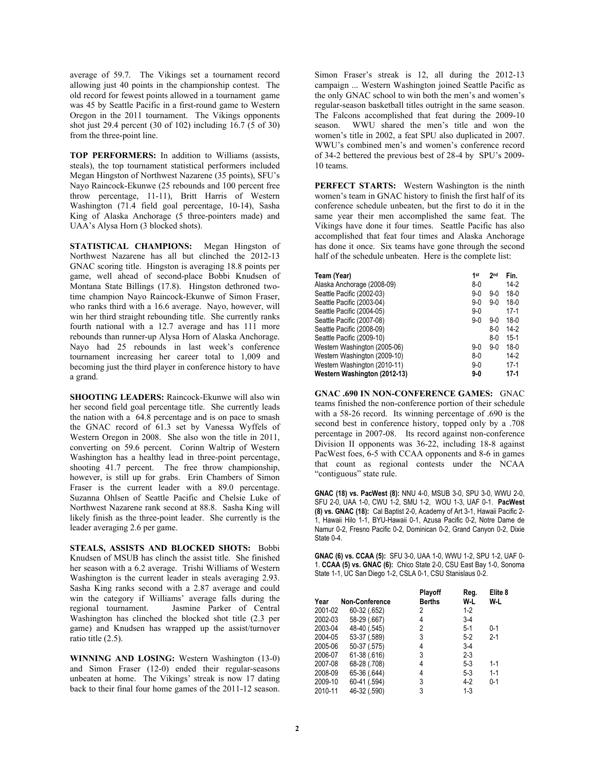average of 59.7. The Vikings set a tournament record allowing just 40 points in the championship contest. The old record for fewest points allowed in a tournament game was 45 by Seattle Pacific in a first-round game to Western Oregon in the 2011 tournament. The Vikings opponents shot just 29.4 percent (30 of 102) including 16.7 (5 of 30) from the three-point line.

**TOP PERFORMERS:** In addition to Williams (assists, steals), the top tournament statistical performers included Megan Hingston of Northwest Nazarene (35 points), SFU's Nayo Raincock-Ekunwe (25 rebounds and 100 percent free throw percentage, 11-11), Britt Harris of Western Washington (71.4 field goal percentage, 10-14), Sasha King of Alaska Anchorage (5 three-pointers made) and UAA's Alysa Horn (3 blocked shots).

**STATISTICAL CHAMPIONS:** Megan Hingston of Northwest Nazarene has all but clinched the 2012-13 GNAC scoring title. Hingston is averaging 18.8 points per game, well ahead of second-place Bobbi Knudsen of Montana State Billings (17.8). Hingston dethroned two-time champion Nayo Raincock-Ekunwe of Simon Fraser, who ranks third with a 16.6 average. Nayo, however, will win her third straight rebounding title. She currently ranks fourth national with a 12.7 average and has 111 more rebounds than runner-up Alysa Horn of Alaska Anchorage. Nayo had 25 rebounds in last week's conference tournament increasing her career total to 1,009 and becoming just the third player in conference history to have a grand.

**SHOOTING LEADERS:** Raincock-Ekunwe will also win her second field goal percentage title. She currently leads the nation with a 64.8 percentage and is on pace to smash the GNAC record of 61.3 set by Vanessa Wyffels of Western Oregon in 2008. She also won the title in 2011, converting on 59.6 percent. Corinn Waltrip of Western Washington has a healthy lead in three-point percentage, shooting 41.7 percent. The free throw championship, however, is still up for grabs. Erin Chambers of Simon Fraser is the current leader with a 89.0 percentage. Suzanna Ohlsen of Seattle Pacific and Chelsie Luke of Northwest Nazarene rank second at 88.8. Sasha King will likely finish as the three-point leader. She currently is the leader averaging 2.6 per game.

**STEALS, ASSISTS AND BLOCKED SHOTS:** Bobbi Knudsen of MSUB has clinch the assist title. She finished her season with a 6.2 average. Trishi Williams of Western Washington is the current leader in steals averaging 2.93. Sasha King ranks second with a 2.87 average and could win the category if Williams' average falls during the regional tournament. Jasmine Parker of Central Washington has clinched the blocked shot title (2.3 per game) and Knudsen has wrapped up the assist/turnover ratio title (2.5).

**WINNING AND LOSING:** Western Washington (13-0) and Simon Fraser (12-0) ended their regular-seasons unbeaten at home. The Vikings' streak is now 17 dating back to their final four home games of the 2011-12 season. Simon Fraser's streak is 12, all during the 2012-13 campaign ... Western Washington joined Seattle Pacific as the only GNAC school to win both the men's and women's regular-season basketball titles outright in the same season. The Falcons accomplished that feat during the 2009-10 season. WWU shared the men's title and won the women's title in 2002, a feat SPU also duplicated in 2007. WWU's combined men's and women's conference record of 34-2 bettered the previous best of 28-4 by SPU's 2009-10 teams.

**PERFECT STARTS:** Western Washington is the ninth women's team in GNAC history to finish the first half of its conference schedule unbeaten, but the first to do it in the same year their men accomplished the same feat. The Vikings have done it four times. Seattle Pacific has also accomplished that feat four times and Alaska Anchorage has done it once. Six teams have gone through the second half of the schedule unbeaten. Here is the complete list:

| Team (Year) | 1st | 2nd | Fin. |
|---|---|---|---|
| Alaska Anchorage (2008-09) | 8-0 | | 14-2 |
| Seattle Pacific (2002-03) | 9-0 | 9-0 | 18-0 |
| Seattle Pacific (2003-04) | 9-0 | 9-0 | 18-0 |
| Seattle Pacific (2004-05) | 9-0 | | 17-1 |
| Seattle Pacific (2007-08) | 9-0 | 9-0 | 18-0 |
| Seattle Pacific (2008-09) | | 8-0 | 14-2 |
| Seattle Pacific (2009-10) | | 8-0 | 15-1 |
| Western Washington (2005-06) | 9-0 | 9-0 | 18-0 |
| Western Washington (2009-10) | 8-0 | | 14-2 |
| Western Washington (2010-11) | 9-0 | | 17-1 |
| **Western Washington (2012-13)** | **9-0** | | **17-1** |

**GNAC .690 IN NON-CONFERENCE GAMES:** GNAC teams finished the non-conference portion of their schedule with a 58-26 record. Its winning percentage of .690 is the second best in conference history, topped only by a .708 percentage in 2007-08. Its record against non-conference Division II opponents was 36-22, including 18-8 against PacWest foes, 6-5 with CCAA opponents and 8-6 in games that count as regional contests under the NCAA "contiguous" state rule.

**GNAC (18) vs. PacWest (8):** NNU 4-0, MSUB 3-0, SPU 3-0, WWU 2-0, SFU 2-0, UAA 1-0, CWU 1-2, SMU 1-2, WOU 1-3, UAF 0-1. **PacWest (8) vs. GNAC (18):** Cal Baptist 2-0, Academy of Art 3-1, Hawaii Pacific 2-1, Hawaii Hilo 1-1, BYU-Hawaii 0-1, Azusa Pacific 0-2, Notre Dame de Namur 0-2, Fresno Pacific 0-2, Dominican 0-2, Grand Canyon 0-2, Dixie State 0-4.

**GNAC (6) vs. CCAA (5):** SFU 3-0, UAA 1-0, WWU 1-2, SPU 1-2, UAF 0-1. **CCAA (5) vs. GNAC (6):** Chico State 2-0, CSU East Bay 1-0, Sonoma State 1-1, UC San Diego 1-2, CSLA 0-1, CSU Stanislaus 0-2.

| Year | Non-Conference | Playoff Berths | Reg. W-L | Elite 8 W-L |
|---|---|---|---|---|
| 2001-02 | 60-32 (.652) | 2 | 1-2 | |
| 2002-03 | 58-29 (.667) | 4 | 3-4 | |
| 2003-04 | 48-40 (.545) | 2 | 5-1 | 0-1 |
| 2004-05 | 53-37 (.589) | 3 | 5-2 | 2-1 |
| 2005-06 | 50-37 (.575) | 4 | 3-4 | |
| 2006-07 | 61-38 (.616) | 3 | 2-3 | |
| 2007-08 | 68-28 (.708) | 4 | 5-3 | 1-1 |
| 2008-09 | 65-36 (.644) | 4 | 5-3 | 1-1 |
| 2009-10 | 60-41 (.594) | 3 | 4-2 | 0-1 |
| 2010-11 | 46-32 (.590) | 3 | 1-3 | |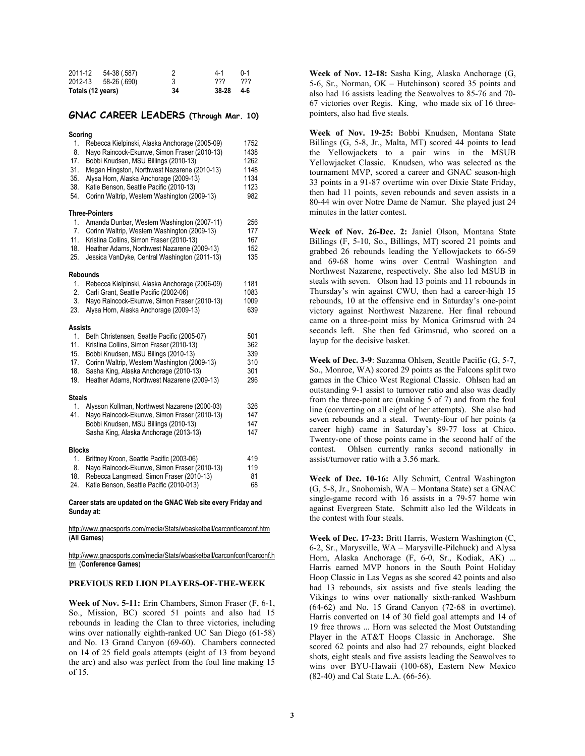| | | | | |
|---|---|---|---|---|
| 2011-12 | 54-38 (.587) | 2 | 4-1 | 0-1 |
| 2012-13 | 58-26 (.690) | 3 | ??? | ??? |
| Totals (12 years) | | 34 | 38-28 | 4-6 |

## GNAC CAREER LEADERS (Through Mar. 10)

**Scoring**

| | | |
|---|---|---|
| 1. | Rebecca Kielpinski, Alaska Anchorage (2005-09) | 1752 |
| 8. | Nayo Raincock-Ekunwe, Simon Fraser (2010-13) | 1438 |
| 17. | Bobbi Knudsen, MSU Billings (2010-13) | 1262 |
| 31. | Megan Hingston, Northwest Nazarene (2010-13) | 1148 |
| 35. | Alysa Horn, Alaska Anchorage (2009-13) | 1134 |
| 38. | Katie Benson, Seattle Pacific (2010-13) | 1123 |
| 54. | Corinn Waltrip, Western Washington (2009-13) | 982 |

**Three-Pointers**

| | | |
|---|---|---|
| 1. | Amanda Dunbar, Western Washington (2007-11) | 256 |
| 7. | Corinn Waltrip, Western Washington (2009-13) | 177 |
| 11. | Kristina Collins, Simon Fraser (2010-13) | 167 |
| 18. | Heather Adams, Northwest Nazarene (2009-13) | 152 |
| 25. | Jessica VanDyke, Central Washington (2011-13) | 135 |

**Rebounds**

| | | |
|---|---|---|
| 1. | Rebecca Kielpinski, Alaska Anchorage (2006-09) | 1181 |
| 2. | Carli Grant, Seattle Pacific (2002-06) | 1083 |
| 3. | Nayo Raincock-Ekunwe, Simon Fraser (2010-13) | 1009 |
| 23. | Alysa Horn, Alaska Anchorage (2009-13) | 639 |

**Assists**

| | | |
|---|---|---|
| 1. | Beth Christensen, Seattle Pacific (2005-07) | 501 |
| 11. | Kristina Collins, Simon Fraser (2010-13) | 362 |
| 15. | Bobbi Knudsen, MSU Bilings (2010-13) | 339 |
| 17. | Corinn Waltrip, Western Washington (2009-13) | 310 |
| 18. | Sasha King, Alaska Anchorage (2010-13) | 301 |
| 19. | Heather Adams, Northwest Nazarene (2009-13) | 296 |

**Steals**

| | | |
|---|---|---|
| 1. | Alysson Kollman, Northwest Nazarene (2000-03) | 326 |
| 41. | Nayo Raincock-Ekunwe, Simon Fraser (2010-13) | 147 |
| | Bobbi Knudsen, MSU Billings (2010-13) | 147 |
| | Sasha King, Alaska Anchorage (2013-13) | 147 |

**Blocks**

| | | |
|---|---|---|
| 1. | Brittney Kroon, Seattle Pacific (2003-06) | 419 |
| 8. | Nayo Raincock-Ekunwe, Simon Fraser (2010-13) | 119 |
| 18. | Rebecca Langmead, Simon Fraser (2010-13) | 81 |
| 24. | Katie Benson, Seattle Pacific (2010-013) | 68 |

**Career stats are updated on the GNAC Web site every Friday and Sunday at:**

http://www.gnacsports.com/media/Stats/wbasketball/carconf/carconf.htm (**All Games**)

http://www.gnacsports.com/media/Stats/wbasketball/carconfconf/carconf.htm (**Conference Games**)

### PREVIOUS RED LION PLAYERS-OF-THE-WEEK

**Week of Nov. 5-11:** Erin Chambers, Simon Fraser (F, 6-1, So., Mission, BC) scored 51 points and also had 15 rebounds in leading the Clan to three victories, including wins over nationally eighth-ranked UC San Diego (61-58) and No. 13 Grand Canyon (69-60). Chambers connected on 14 of 25 field goals attempts (eight of 13 from beyond the arc) and also was perfect from the foul line making 15 of 15.

**Week of Nov. 12-18:** Sasha King, Alaska Anchorage (G, 5-6, Sr., Norman, OK – Hutchinson) scored 35 points and also had 16 assists leading the Seawolves to 85-76 and 70-67 victories over Regis. King, who made six of 16 three-pointers, also had five steals.

**Week of Nov. 19-25:** Bobbi Knudsen, Montana State Billings (G, 5-8, Jr., Malta, MT) scored 44 points to lead the Yellowjackets to a pair wins in the MSUB Yellowjacket Classic. Knudsen, who was selected as the tournament MVP, scored a career and GNAC season-high 33 points in a 91-87 overtime win over Dixie State Friday, then had 11 points, seven rebounds and seven assists in a 80-44 win over Notre Dame de Namur. She played just 24 minutes in the latter contest.

**Week of Nov. 26-Dec. 2:** Janiel Olson, Montana State Billings (F, 5-10, So., Billings, MT) scored 21 points and grabbed 26 rebounds leading the Yellowjackets to 66-59 and 69-68 home wins over Central Washington and Northwest Nazarene, respectively. She also led MSUB in steals with seven. Olson had 13 points and 11 rebounds in Thursday's win against CWU, then had a career-high 15 rebounds, 10 at the offensive end in Saturday's one-point victory against Northwest Nazarene. Her final rebound came on a three-point miss by Monica Grimsrud with 24 seconds left. She then fed Grimsrud, who scored on a layup for the decisive basket.

**Week of Dec. 3-9**: Suzanna Ohlsen, Seattle Pacific (G, 5-7, So., Monroe, WA) scored 29 points as the Falcons split two games in the Chico West Regional Classic. Ohlsen had an outstanding 9-1 assist to turnover ratio and also was deadly from the three-point arc (making 5 of 7) and from the foul line (converting on all eight of her attempts). She also had seven rebounds and a steal. Twenty-four of her points (a career high) came in Saturday's 89-77 loss at Chico. Twenty-one of those points came in the second half of the contest. Ohlsen currently ranks second nationally in assist/turnover ratio with a 3.56 mark.

**Week of Dec. 10-16:** Ally Schmitt, Central Washington (G, 5-8, Jr., Snohomish, WA – Montana State) set a GNAC single-game record with 16 assists in a 79-57 home win against Evergreen State. Schmitt also led the Wildcats in the contest with four steals.

**Week of Dec. 17-23:** Britt Harris, Western Washington (C, 6-2, Sr., Marysville, WA – Marysville-Pilchuck) and Alysa Horn, Alaska Anchorage (F, 6-0, Sr., Kodiak, AK) ... Harris earned MVP honors in the South Point Holiday Hoop Classic in Las Vegas as she scored 42 points and also had 13 rebounds, six assists and five steals leading the Vikings to wins over nationally sixth-ranked Washburn (64-62) and No. 15 Grand Canyon (72-68 in overtime). Harris converted on 14 of 30 field goal attempts and 14 of 19 free throws ... Horn was selected the Most Outstanding Player in the AT&T Hoops Classic in Anchorage. She scored 62 points and also had 27 rebounds, eight blocked shots, eight steals and five assists leading the Seawolves to wins over BYU-Hawaii (100-68), Eastern New Mexico (82-40) and Cal State L.A. (66-56).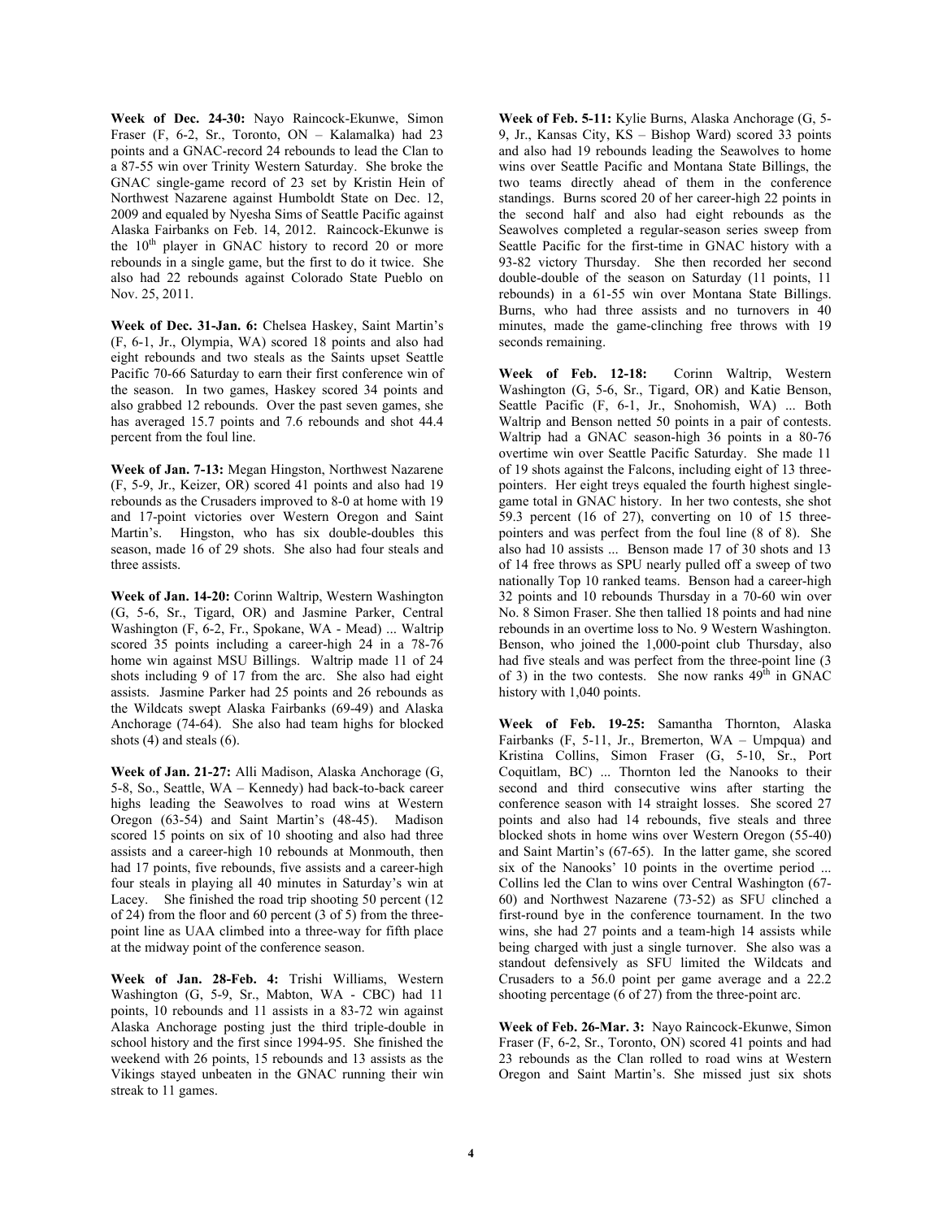**Week of Dec. 24-30:** Nayo Raincock-Ekunwe, Simon Fraser (F, 6-2, Sr., Toronto, ON – Kalamalka) had 23 points and a GNAC-record 24 rebounds to lead the Clan to a 87-55 win over Trinity Western Saturday. She broke the GNAC single-game record of 23 set by Kristin Hein of Northwest Nazarene against Humboldt State on Dec. 12, 2009 and equaled by Nyesha Sims of Seattle Pacific against Alaska Fairbanks on Feb. 14, 2012. Raincock-Ekunwe is the 10th player in GNAC history to record 20 or more rebounds in a single game, but the first to do it twice. She also had 22 rebounds against Colorado State Pueblo on Nov. 25, 2011.

**Week of Dec. 31-Jan. 6:** Chelsea Haskey, Saint Martin's (F, 6-1, Jr., Olympia, WA) scored 18 points and also had eight rebounds and two steals as the Saints upset Seattle Pacific 70-66 Saturday to earn their first conference win of the season. In two games, Haskey scored 34 points and also grabbed 12 rebounds. Over the past seven games, she has averaged 15.7 points and 7.6 rebounds and shot 44.4 percent from the foul line.

**Week of Jan. 7-13:** Megan Hingston, Northwest Nazarene (F, 5-9, Jr., Keizer, OR) scored 41 points and also had 19 rebounds as the Crusaders improved to 8-0 at home with 19 and 17-point victories over Western Oregon and Saint Martin's. Hingston, who has six double-doubles this season, made 16 of 29 shots. She also had four steals and three assists.

**Week of Jan. 14-20:** Corinn Waltrip, Western Washington (G, 5-6, Sr., Tigard, OR) and Jasmine Parker, Central Washington (F, 6-2, Fr., Spokane, WA - Mead) ... Waltrip scored 35 points including a career-high 24 in a 78-76 home win against MSU Billings. Waltrip made 11 of 24 shots including 9 of 17 from the arc. She also had eight assists. Jasmine Parker had 25 points and 26 rebounds as the Wildcats swept Alaska Fairbanks (69-49) and Alaska Anchorage (74-64). She also had team highs for blocked shots (4) and steals (6).

**Week of Jan. 21-27:** Alli Madison, Alaska Anchorage (G, 5-8, So., Seattle, WA – Kennedy) had back-to-back career highs leading the Seawolves to road wins at Western Oregon (63-54) and Saint Martin's (48-45). Madison scored 15 points on six of 10 shooting and also had three assists and a career-high 10 rebounds at Monmouth, then had 17 points, five rebounds, five assists and a career-high four steals in playing all 40 minutes in Saturday's win at Lacey. She finished the road trip shooting 50 percent (12 of 24) from the floor and 60 percent (3 of 5) from the three-point line as UAA climbed into a three-way for fifth place at the midway point of the conference season.

**Week of Jan. 28-Feb. 4:** Trishi Williams, Western Washington (G, 5-9, Sr., Mabton, WA - CBC) had 11 points, 10 rebounds and 11 assists in a 83-72 win against Alaska Anchorage posting just the third triple-double in school history and the first since 1994-95. She finished the weekend with 26 points, 15 rebounds and 13 assists as the Vikings stayed unbeaten in the GNAC running their win streak to 11 games.

**Week of Feb. 5-11:** Kylie Burns, Alaska Anchorage (G, 5-9, Jr., Kansas City, KS – Bishop Ward) scored 33 points and also had 19 rebounds leading the Seawolves to home wins over Seattle Pacific and Montana State Billings, the two teams directly ahead of them in the conference standings. Burns scored 20 of her career-high 22 points in the second half and also had eight rebounds as the Seawolves completed a regular-season series sweep from Seattle Pacific for the first-time in GNAC history with a 93-82 victory Thursday. She then recorded her second double-double of the season on Saturday (11 points, 11 rebounds) in a 61-55 win over Montana State Billings. Burns, who had three assists and no turnovers in 40 minutes, made the game-clinching free throws with 19 seconds remaining.

**Week of Feb. 12-18:** Corinn Waltrip, Western Washington (G, 5-6, Sr., Tigard, OR) and Katie Benson, Seattle Pacific (F, 6-1, Jr., Snohomish, WA) ... Both Waltrip and Benson netted 50 points in a pair of contests. Waltrip had a GNAC season-high 36 points in a 80-76 overtime win over Seattle Pacific Saturday. She made 11 of 19 shots against the Falcons, including eight of 13 three-pointers. Her eight treys equaled the fourth highest single-game total in GNAC history. In her two contests, she shot 59.3 percent (16 of 27), converting on 10 of 15 three-pointers and was perfect from the foul line (8 of 8). She also had 10 assists ... Benson made 17 of 30 shots and 13 of 14 free throws as SPU nearly pulled off a sweep of two nationally Top 10 ranked teams. Benson had a career-high 32 points and 10 rebounds Thursday in a 70-60 win over No. 8 Simon Fraser. She then tallied 18 points and had nine rebounds in an overtime loss to No. 9 Western Washington. Benson, who joined the 1,000-point club Thursday, also had five steals and was perfect from the three-point line (3 of 3) in the two contests. She now ranks 49th in GNAC history with 1,040 points.

**Week of Feb. 19-25:** Samantha Thornton, Alaska Fairbanks (F, 5-11, Jr., Bremerton, WA – Umpqua) and Kristina Collins, Simon Fraser (G, 5-10, Sr., Port Coquitlam, BC) ... Thornton led the Nanooks to their second and third consecutive wins after starting the conference season with 14 straight losses. She scored 27 points and also had 14 rebounds, five steals and three blocked shots in home wins over Western Oregon (55-40) and Saint Martin's (67-65). In the latter game, she scored six of the Nanooks' 10 points in the overtime period ... Collins led the Clan to wins over Central Washington (67-60) and Northwest Nazarene (73-52) as SFU clinched a first-round bye in the conference tournament. In the two wins, she had 27 points and a team-high 14 assists while being charged with just a single turnover. She also was a standout defensively as SFU limited the Wildcats and Crusaders to a 56.0 point per game average and a 22.2 shooting percentage (6 of 27) from the three-point arc.

**Week of Feb. 26-Mar. 3:** Nayo Raincock-Ekunwe, Simon Fraser (F, 6-2, Sr., Toronto, ON) scored 41 points and had 23 rebounds as the Clan rolled to road wins at Western Oregon and Saint Martin's. She missed just six shots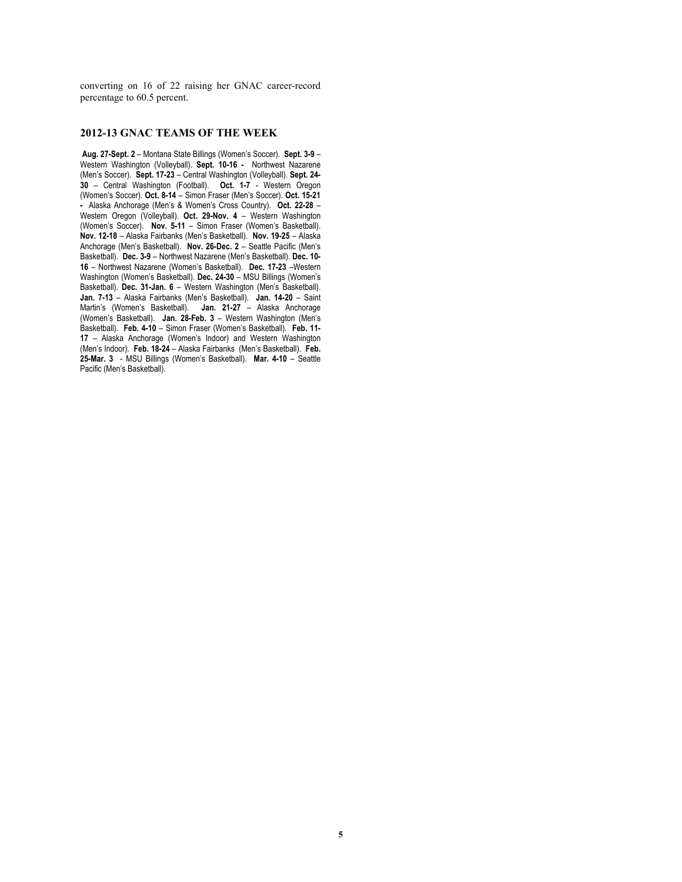converting on 16 of 22 raising her GNAC career-record percentage to 60.5 percent.

## 2012-13 GNAC TEAMS OF THE WEEK

**Aug. 27-Sept. 2** – Montana State Billings (Women's Soccer). **Sept. 3-9** – Western Washington (Volleyball). **Sept. 10-16 -** Northwest Nazarene (Men's Soccer). **Sept. 17-23** – Central Washington (Volleyball). **Sept. 24-30** – Central Washington (Football). **Oct. 1-7** - Western Oregon (Women's Soccer). **Oct. 8-14** – Simon Fraser (Men's Soccer). **Oct. 15-21 -** Alaska Anchorage (Men's & Women's Cross Country). **Oct. 22-28** – Western Oregon (Volleyball). **Oct. 29-Nov. 4** – Western Washington (Women's Soccer). **Nov. 5-11** – Simon Fraser (Women's Basketball). **Nov. 12-18** – Alaska Fairbanks (Men's Basketball). **Nov. 19-25** – Alaska Anchorage (Men's Basketball). **Nov. 26-Dec. 2** – Seattle Pacific (Men's Basketball). **Dec. 3-9** – Northwest Nazarene (Men's Basketball). **Dec. 10-16** – Northwest Nazarene (Women's Basketball). **Dec. 17-23** –Western Washington (Women's Basketball). **Dec. 24-30** – MSU Billings (Women's Basketball). **Dec. 31-Jan. 6** – Western Washington (Men's Basketball). **Jan. 7-13** – Alaska Fairbanks (Men's Basketball). **Jan. 14-20** – Saint Martin's (Women's Basketball). **Jan. 21-27** – Alaska Anchorage (Women's Basketball). **Jan. 28-Feb. 3** – Western Washington (Men's Basketball). **Feb. 4-10** – Simon Fraser (Women's Basketball). **Feb. 11-17** – Alaska Anchorage (Women's Indoor) and Western Washington (Men's Indoor). **Feb. 18-24** – Alaska Fairbanks (Men's Basketball). **Feb. 25-Mar. 3** - MSU Billings (Women's Basketball). **Mar. 4-10** – Seattle Pacific (Men's Basketball).